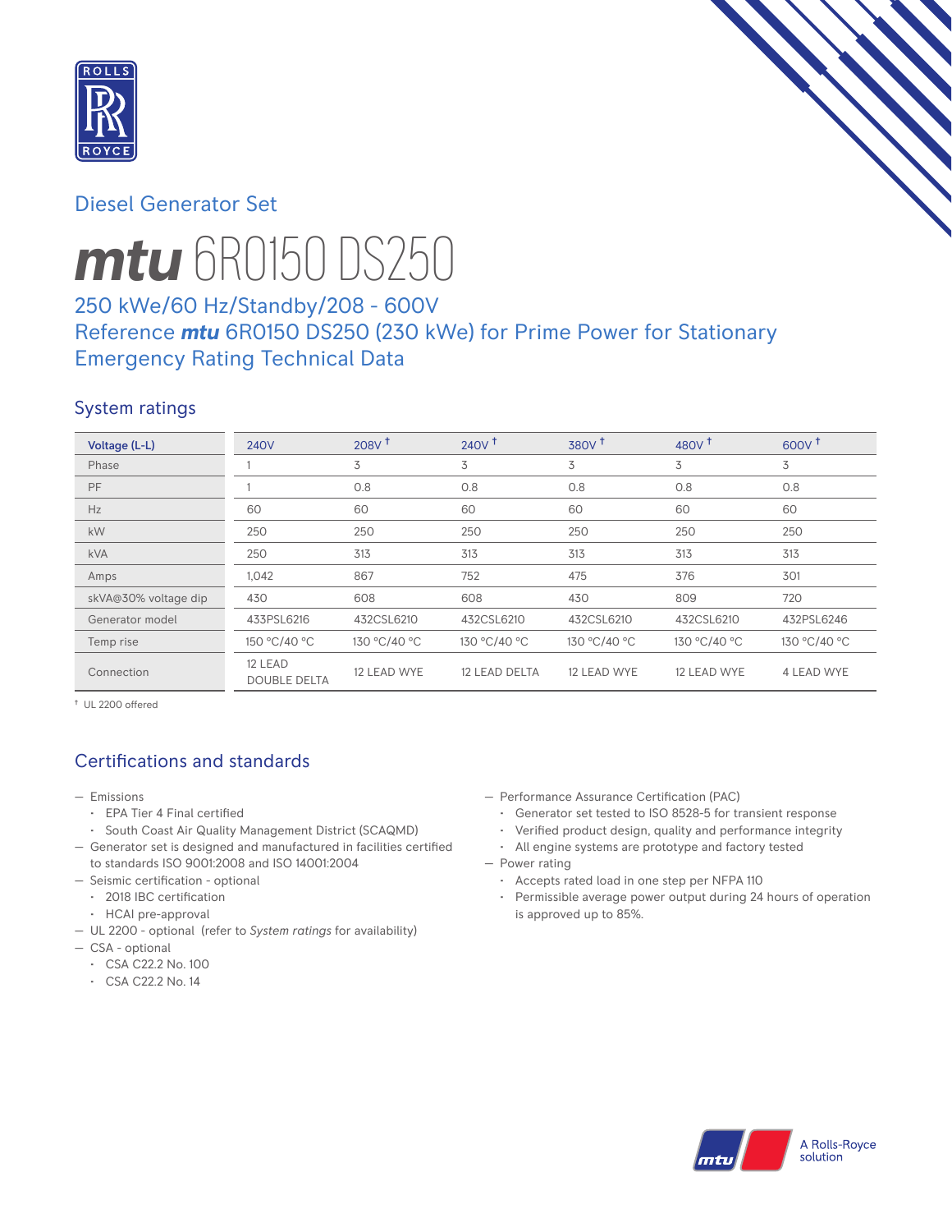Diesel Generator Set

# mtu 6R0150 DS250

## 250 kWe/60 Hz/Standby/208 - 600V
## Reference mtu 6R0150 DS250 (230 kWe) for Prime Power for Stationary Emergency Rating Technical Data

## System ratings

| Voltage (L-L) | 240V | 208V † | 240V † | 380V † | 480V † | 600V † |
|---|---|---|---|---|---|---|
| Phase | 1 | 3 | 3 | 3 | 3 | 3 |
| PF | 1 | 0.8 | 0.8 | 0.8 | 0.8 | 0.8 |
| Hz | 60 | 60 | 60 | 60 | 60 | 60 |
| kW | 250 | 250 | 250 | 250 | 250 | 250 |
| kVA | 250 | 313 | 313 | 313 | 313 | 313 |
| Amps | 1,042 | 867 | 752 | 475 | 376 | 301 |
| skVA@30% voltage dip | 430 | 608 | 608 | 430 | 809 | 720 |
| Generator model | 433PSL6216 | 432CSL6210 | 432CSL6210 | 432CSL6210 | 432CSL6210 | 432PSL6246 |
| Temp rise | 150 °C/40 °C | 130 °C/40 °C | 130 °C/40 °C | 130 °C/40 °C | 130 °C/40 °C | 130 °C/40 °C |
| Connection | 12 LEAD DOUBLE DELTA | 12 LEAD WYE | 12 LEAD DELTA | 12 LEAD WYE | 12 LEAD WYE | 4 LEAD WYE |

† UL 2200 offered

## Certifications and standards

- Emissions
  - EPA Tier 4 Final certified
  - South Coast Air Quality Management District (SCAQMD)
- Generator set is designed and manufactured in facilities certified to standards ISO 9001:2008 and ISO 14001:2004
- Seismic certification - optional
  - 2018 IBC certification
  - HCAI pre-approval
- UL 2200 - optional (refer to *System ratings* for availability)
- CSA - optional
  - CSA C22.2 No. 100
  - CSA C22.2 No. 14
- Performance Assurance Certification (PAC)
  - Generator set tested to ISO 8528-5 for transient response
  - Verified product design, quality and performance integrity
  - All engine systems are prototype and factory tested
- Power rating
  - Accepts rated load in one step per NFPA 110
  - Permissible average power output during 24 hours of operation is approved up to 85%.

A Rolls-Royce solution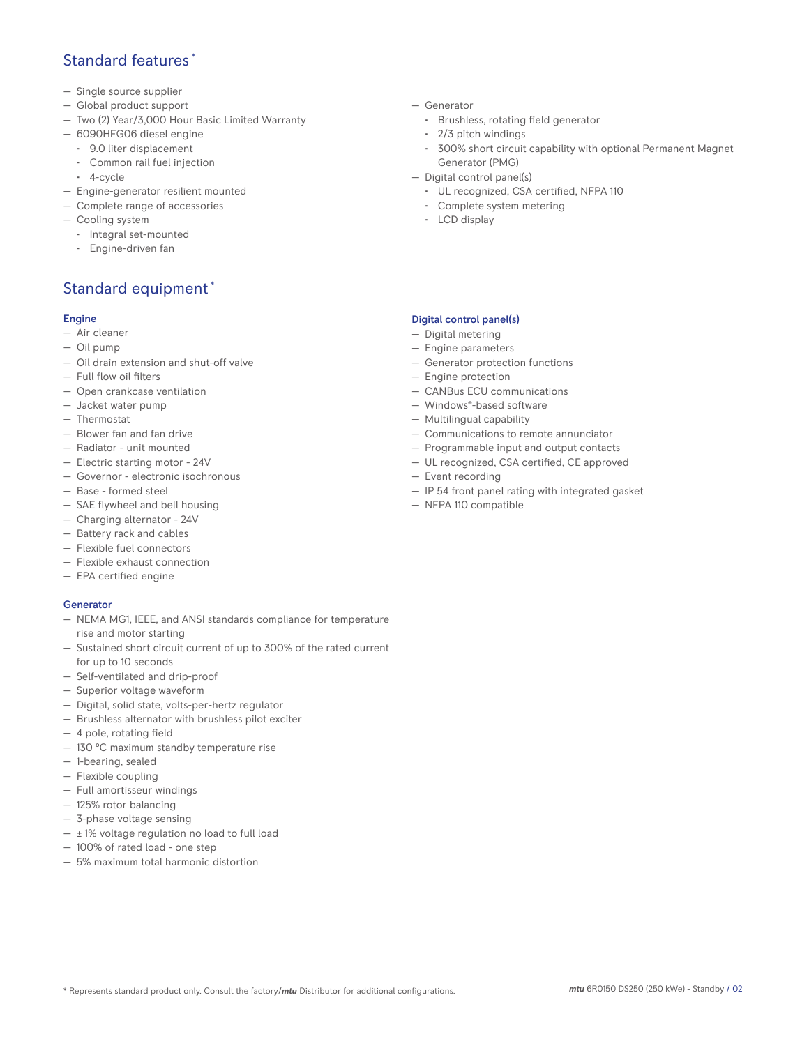## Standard features *

- Single source supplier
- Global product support
- Two (2) Year/3,000 Hour Basic Limited Warranty
- 6090HFG06 diesel engine
  - 9.0 liter displacement
  - Common rail fuel injection
  - 4-cycle
- Engine-generator resilient mounted
- Complete range of accessories
- Cooling system
  - Integral set-mounted
  - Engine-driven fan
- Generator
  - Brushless, rotating field generator
  - 2/3 pitch windings
  - 300% short circuit capability with optional Permanent Magnet Generator (PMG)
- Digital control panel(s)
  - UL recognized, CSA certified, NFPA 110
  - Complete system metering
  - LCD display

## Standard equipment *

### Engine

- Air cleaner
- Oil pump
- Oil drain extension and shut-off valve
- Full flow oil filters
- Open crankcase ventilation
- Jacket water pump
- Thermostat
- Blower fan and fan drive
- Radiator - unit mounted
- Electric starting motor - 24V
- Governor - electronic isochronous
- Base - formed steel
- SAE flywheel and bell housing
- Charging alternator - 24V
- Battery rack and cables
- Flexible fuel connectors
- Flexible exhaust connection
- EPA certified engine

### Generator

- NEMA MG1, IEEE, and ANSI standards compliance for temperature rise and motor starting
- Sustained short circuit current of up to 300% of the rated current for up to 10 seconds
- Self-ventilated and drip-proof
- Superior voltage waveform
- Digital, solid state, volts-per-hertz regulator
- Brushless alternator with brushless pilot exciter
- 4 pole, rotating field
- 130 °C maximum standby temperature rise
- 1-bearing, sealed
- Flexible coupling
- Full amortisseur windings
- 125% rotor balancing
- 3-phase voltage sensing
- ± 1% voltage regulation no load to full load
- 100% of rated load - one step
- 5% maximum total harmonic distortion

### Digital control panel(s)

- Digital metering
- Engine parameters
- Generator protection functions
- Engine protection
- CANBus ECU communications
- Windows®-based software
- Multilingual capability
- Communications to remote annunciator
- Programmable input and output contacts
- UL recognized, CSA certified, CE approved
- Event recording
- IP 54 front panel rating with integrated gasket
- NFPA 110 compatible

* Represents standard product only. Consult the factory/*mtu* Distributor for additional configurations.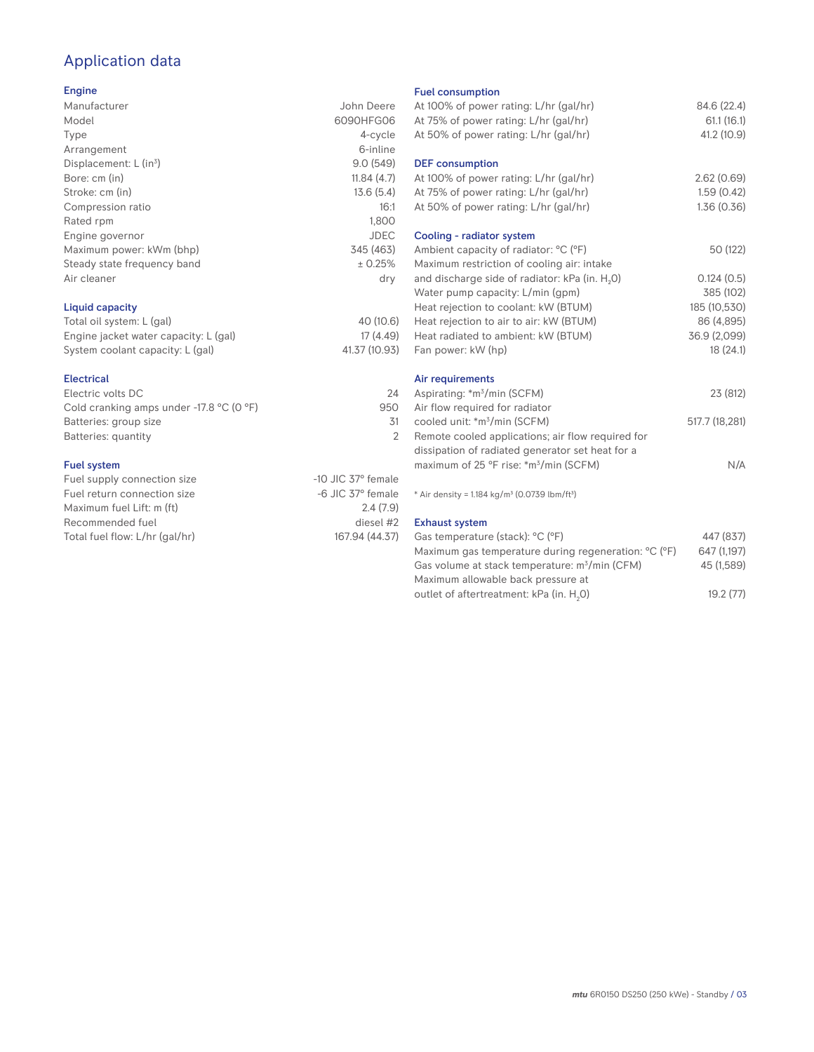# Application data

## Engine

| | |
|---|---|
| Manufacturer | John Deere |
| Model | 6090HFG06 |
| Type | 4-cycle |
| Arrangement | 6-inline |
| Displacement: L ($in^3$) | 9.0 (549) |
| Bore: cm (in) | 11.84 (4.7) |
| Stroke: cm (in) | 13.6 (5.4) |
| Compression ratio | 16:1 |
| Rated rpm | 1,800 |
| Engine governor | JDEC |
| Maximum power: kWm (bhp) | 345 (463) |
| Steady state frequency band | ± 0.25% |
| Air cleaner | dry |

## Liquid capacity

| | |
|---|---|
| Total oil system: L (gal) | 40 (10.6) |
| Engine jacket water capacity: L (gal) | 17 (4.49) |
| System coolant capacity: L (gal) | 41.37 (10.93) |

## Electrical

| | |
|---|---|
| Electric volts DC | 24 |
| Cold cranking amps under -17.8 °C (0 °F) | 950 |
| Batteries: group size | 31 |
| Batteries: quantity | 2 |

## Fuel system

| | |
|---|---|
| Fuel supply connection size | -10 JIC 37° female |
| Fuel return connection size | -6 JIC 37° female |
| Maximum fuel Lift: m (ft) | 2.4 (7.9) |
| Recommended fuel | diesel #2 |
| Total fuel flow: L/hr (gal/hr) | 167.94 (44.37) |

## Fuel consumption

| | |
|---|---|
| At 100% of power rating: L/hr (gal/hr) | 84.6 (22.4) |
| At 75% of power rating: L/hr (gal/hr) | 61.1 (16.1) |
| At 50% of power rating: L/hr (gal/hr) | 41.2 (10.9) |

## DEF consumption

| | |
|---|---|
| At 100% of power rating: L/hr (gal/hr) | 2.62 (0.69) |
| At 75% of power rating: L/hr (gal/hr) | 1.59 (0.42) |
| At 50% of power rating: L/hr (gal/hr) | 1.36 (0.36) |

## Cooling - radiator system

| | |
|---|---|
| Ambient capacity of radiator: °C (°F) | 50 (122) |
| Maximum restriction of cooling air: intake and discharge side of radiator: kPa (in. $H_2O$) | 0.124 (0.5) |
| Water pump capacity: L/min (gpm) | 385 (102) |
| Heat rejection to coolant: kW (BTUM) | 185 (10,530) |
| Heat rejection to air to air: kW (BTUM) | 86 (4,895) |
| Heat radiated to ambient: kW (BTUM) | 36.9 (2,099) |
| Fan power: kW (hp) | 18 (24.1) |

## Air requirements

| | |
|---|---|
| Aspirating: *$m^3$/min (SCFM) | 23 (812) |
| Air flow required for radiator cooled unit: *$m^3$/min (SCFM) | 517.7 (18,281) |
| Remote cooled applications; air flow required for dissipation of radiated generator set heat for a maximum of 25 °F rise: *$m^3$/min (SCFM) | N/A |

* Air density = 1.184 kg/$m^3$ (0.0739 lbm/$ft^3$)

## Exhaust system

| | |
|---|---|
| Gas temperature (stack): °C (°F) | 447 (837) |
| Maximum gas temperature during regeneration: °C (°F) | 647 (1,197) |
| Gas volume at stack temperature: $m^3$/min (CFM) | 45 (1,589) |
| Maximum allowable back pressure at outlet of aftertreatment: kPa (in. $H_2O$) | 19.2 (77) |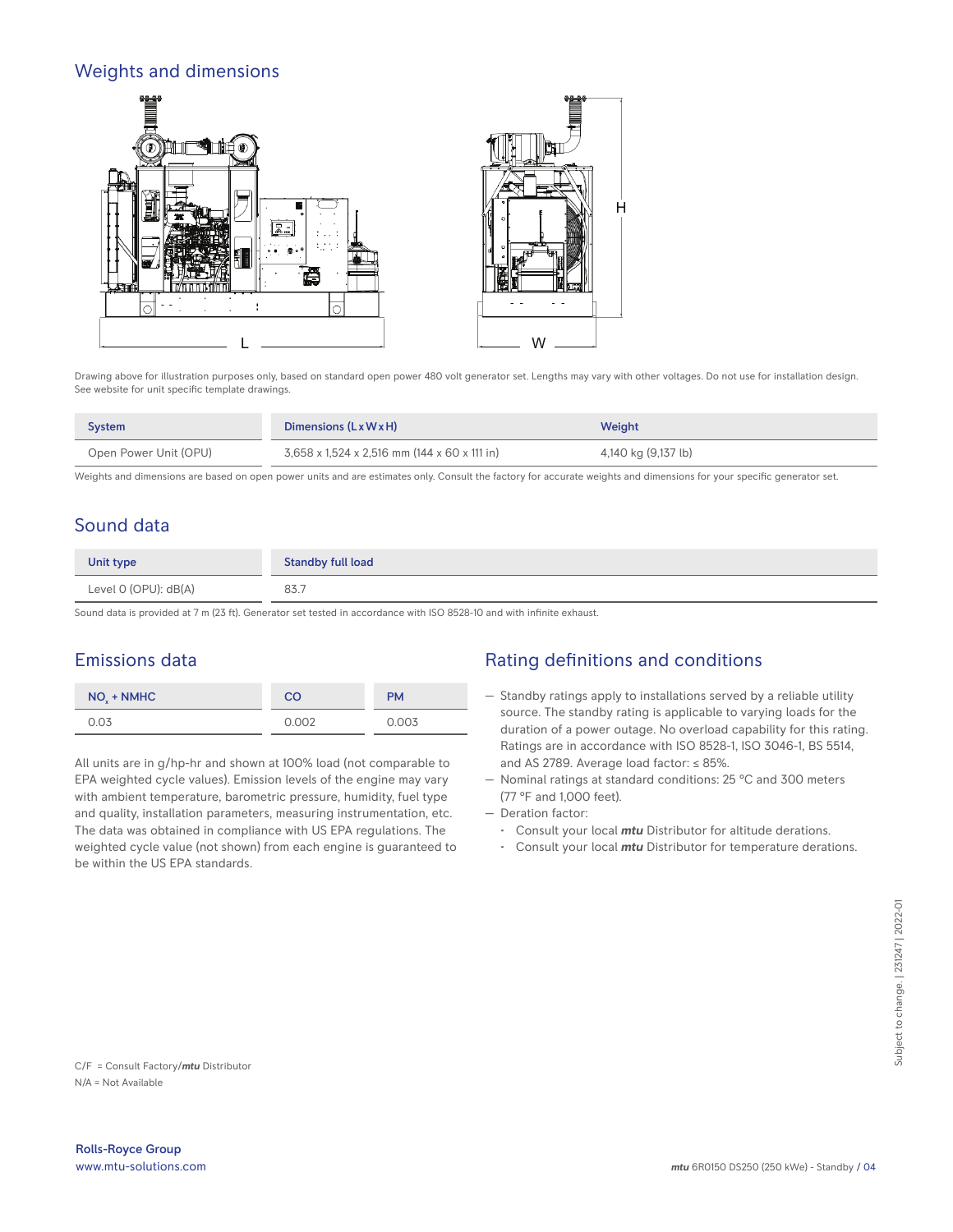## Weights and dimensions

L

W

H

Drawing above for illustration purposes only, based on standard open power 480 volt generator set. Lengths may vary with other voltages. Do not use for installation design. See website for unit specific template drawings.

| System | Dimensions (L x W x H) | Weight |
|---|---|---|
| Open Power Unit (OPU) | 3,658 x 1,524 x 2,516 mm (144 x 60 x 111 in) | 4,140 kg (9,137 lb) |

Weights and dimensions are based on open power units and are estimates only. Consult the factory for accurate weights and dimensions for your specific generator set.

## Sound data

| Unit type | Standby full load |
|---|---|
| Level 0 (OPU): dB(A) | 83.7 |

Sound data is provided at 7 m (23 ft). Generator set tested in accordance with ISO 8528-10 and with infinite exhaust.

## Emissions data

| $NO_x$ + NMHC | CO | PM |
|---|---|---|
| 0.03 | 0.002 | 0.003 |

All units are in g/hp-hr and shown at 100% load (not comparable to EPA weighted cycle values). Emission levels of the engine may vary with ambient temperature, barometric pressure, humidity, fuel type and quality, installation parameters, measuring instrumentation, etc. The data was obtained in compliance with US EPA regulations. The weighted cycle value (not shown) from each engine is guaranteed to be within the US EPA standards.

## Rating definitions and conditions

- Standby ratings apply to installations served by a reliable utility source. The standby rating is applicable to varying loads for the duration of a power outage. No overload capability for this rating. Ratings are in accordance with ISO 8528-1, ISO 3046-1, BS 5514, and AS 2789. Average load factor: ≤ 85%.
- Nominal ratings at standard conditions: 25 °C and 300 meters (77 °F and 1,000 feet).
- Deration factor:
  - Consult your local ***mtu*** Distributor for altitude derations.
  - Consult your local ***mtu*** Distributor for temperature derations.

Subject to change. | 231247 | 2022-01

C/F = Consult Factory/***mtu*** Distributor
N/A = Not Available

Rolls-Royce Group
www.mtu-solutions.com